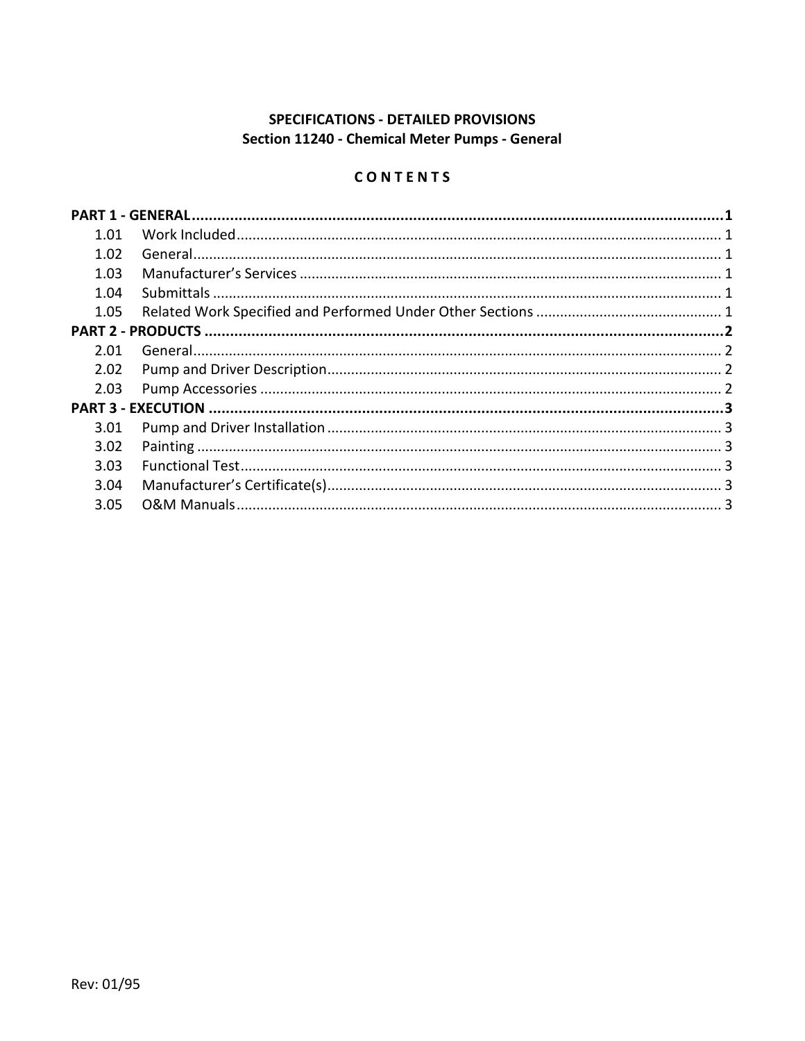**SPECIFICATIONS - DETAILED PROVISIONS**
**Section 11240 - Chemical Meter Pumps - General**

**C O N T E N T S**

**PART 1 - GENERAL ........................................................................................................................ 1**
- 1.01 Work Included ................................................................................................................ 1
- 1.02 General ........................................................................................................................... 1
- 1.03 Manufacturer's Services ................................................................................................ 1
- 1.04 Submittals ...................................................................................................................... 1
- 1.05 Related Work Specified and Performed Under Other Sections ..................................... 1

**PART 2 - PRODUCTS ...................................................................................................................... 2**
- 2.01 General ........................................................................................................................... 2
- 2.02 Pump and Driver Description ........................................................................................ 2
- 2.03 Pump Accessories .......................................................................................................... 2

**PART 3 - EXECUTION ..................................................................................................................... 3**
- 3.01 Pump and Driver Installation ......................................................................................... 3
- 3.02 Painting .......................................................................................................................... 3
- 3.03 Functional Test .............................................................................................................. 3
- 3.04 Manufacturer's Certificate(s) ......................................................................................... 3
- 3.05 O&M Manuals ............................................................................................................... 3

Rev: 01/95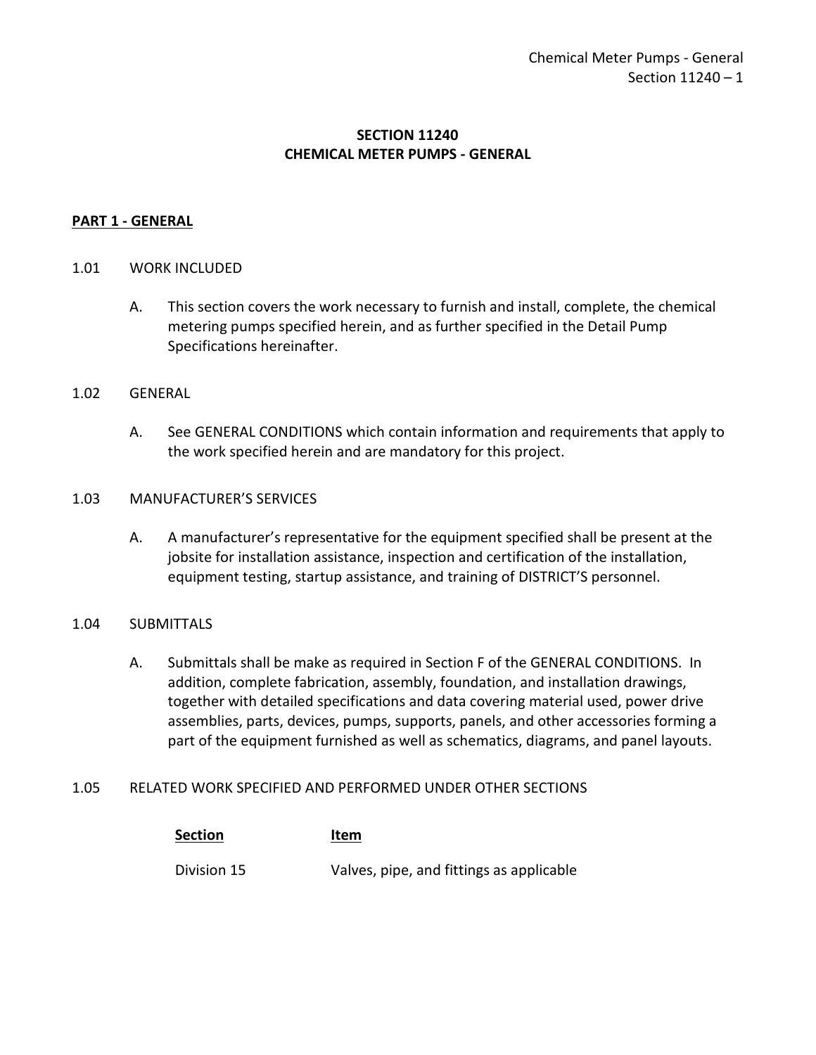# SECTION 11240
# CHEMICAL METER PUMPS - GENERAL

## PART 1 - GENERAL

### 1.01 WORK INCLUDED

A. This section covers the work necessary to furnish and install, complete, the chemical metering pumps specified herein, and as further specified in the Detail Pump Specifications hereinafter.

### 1.02 GENERAL

A. See GENERAL CONDITIONS which contain information and requirements that apply to the work specified herein and are mandatory for this project.

### 1.03 MANUFACTURER'S SERVICES

A. A manufacturer's representative for the equipment specified shall be present at the jobsite for installation assistance, inspection and certification of the installation, equipment testing, startup assistance, and training of DISTRICT'S personnel.

### 1.04 SUBMITTALS

A. Submittals shall be make as required in Section F of the GENERAL CONDITIONS. In addition, complete fabrication, assembly, foundation, and installation drawings, together with detailed specifications and data covering material used, power drive assemblies, parts, devices, pumps, supports, panels, and other accessories forming a part of the equipment furnished as well as schematics, diagrams, and panel layouts.

### 1.05 RELATED WORK SPECIFIED AND PERFORMED UNDER OTHER SECTIONS

| Section | Item |
|---|---|
| Division 15 | Valves, pipe, and fittings as applicable |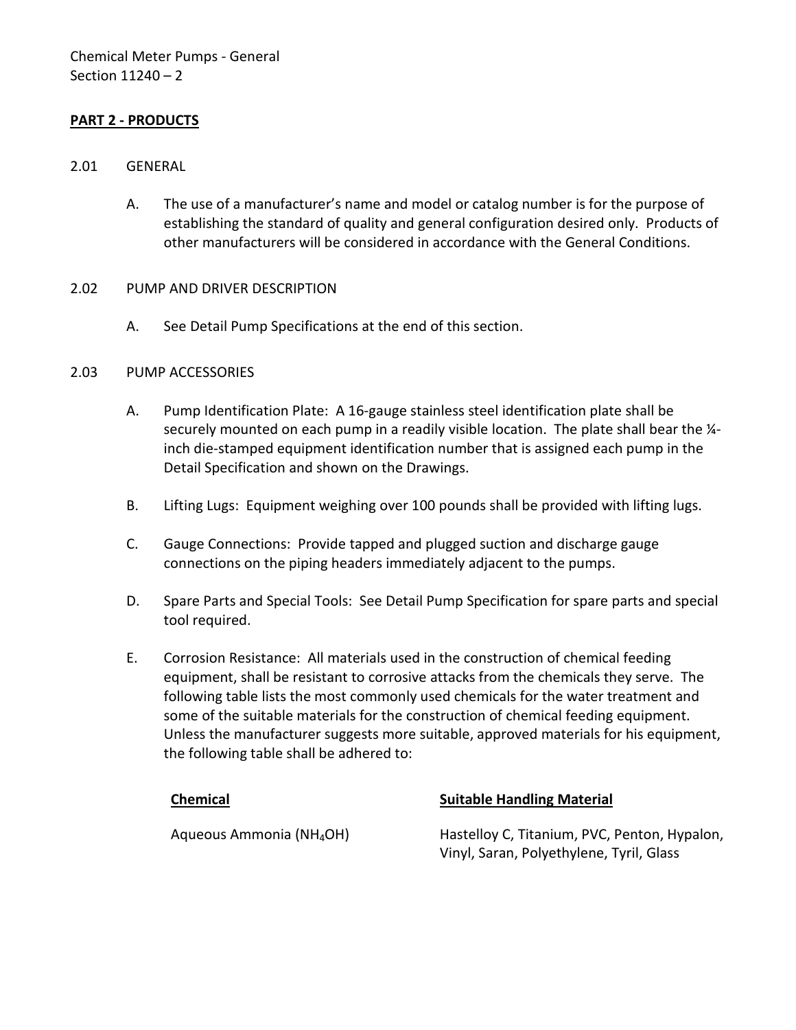## PART 2 - PRODUCTS

### 2.01 GENERAL

A. The use of a manufacturer's name and model or catalog number is for the purpose of establishing the standard of quality and general configuration desired only. Products of other manufacturers will be considered in accordance with the General Conditions.

### 2.02 PUMP AND DRIVER DESCRIPTION

A. See Detail Pump Specifications at the end of this section.

### 2.03 PUMP ACCESSORIES

A. Pump Identification Plate: A 16-gauge stainless steel identification plate shall be securely mounted on each pump in a readily visible location. The plate shall bear the ¼-inch die-stamped equipment identification number that is assigned each pump in the Detail Specification and shown on the Drawings.

B. Lifting Lugs: Equipment weighing over 100 pounds shall be provided with lifting lugs.

C. Gauge Connections: Provide tapped and plugged suction and discharge gauge connections on the piping headers immediately adjacent to the pumps.

D. Spare Parts and Special Tools: See Detail Pump Specification for spare parts and special tool required.

E. Corrosion Resistance: All materials used in the construction of chemical feeding equipment, shall be resistant to corrosive attacks from the chemicals they serve. The following table lists the most commonly used chemicals for the water treatment and some of the suitable materials for the construction of chemical feeding equipment. Unless the manufacturer suggests more suitable, approved materials for his equipment, the following table shall be adhered to:

| Chemical | Suitable Handling Material |
|---|---|
| Aqueous Ammonia ($NH_4OH$) | Hastelloy C, Titanium, PVC, Penton, Hypalon, Vinyl, Saran, Polyethylene, Tyril, Glass |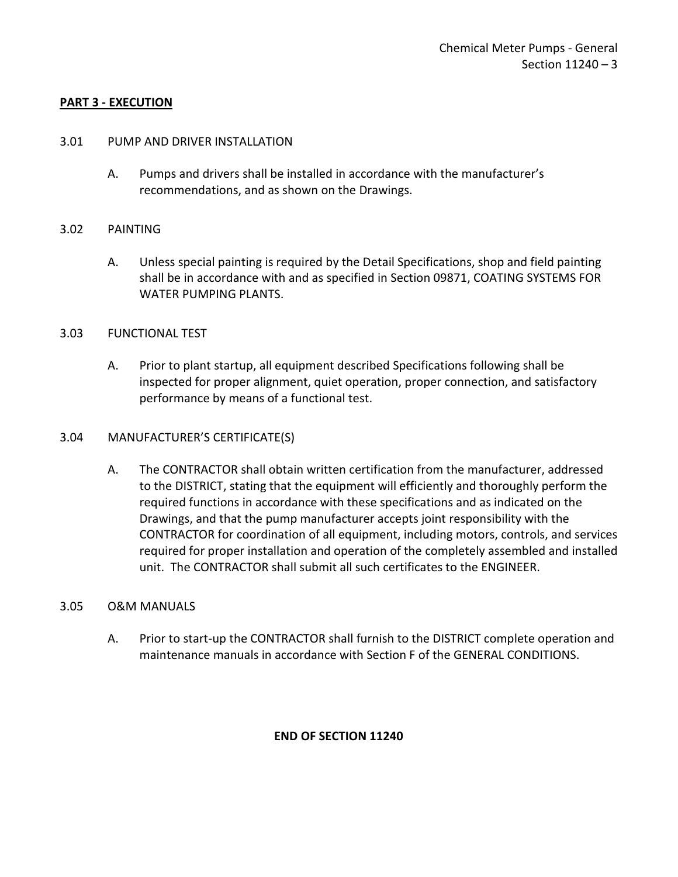## PART 3 - EXECUTION

3.01 PUMP AND DRIVER INSTALLATION

A. Pumps and drivers shall be installed in accordance with the manufacturer's recommendations, and as shown on the Drawings.

3.02 PAINTING

A. Unless special painting is required by the Detail Specifications, shop and field painting shall be in accordance with and as specified in Section 09871, COATING SYSTEMS FOR WATER PUMPING PLANTS.

3.03 FUNCTIONAL TEST

A. Prior to plant startup, all equipment described Specifications following shall be inspected for proper alignment, quiet operation, proper connection, and satisfactory performance by means of a functional test.

3.04 MANUFACTURER'S CERTIFICATE(S)

A. The CONTRACTOR shall obtain written certification from the manufacturer, addressed to the DISTRICT, stating that the equipment will efficiently and thoroughly perform the required functions in accordance with these specifications and as indicated on the Drawings, and that the pump manufacturer accepts joint responsibility with the CONTRACTOR for coordination of all equipment, including motors, controls, and services required for proper installation and operation of the completely assembled and installed unit. The CONTRACTOR shall submit all such certificates to the ENGINEER.

3.05 O&M MANUALS

A. Prior to start-up the CONTRACTOR shall furnish to the DISTRICT complete operation and maintenance manuals in accordance with Section F of the GENERAL CONDITIONS.

**END OF SECTION 11240**